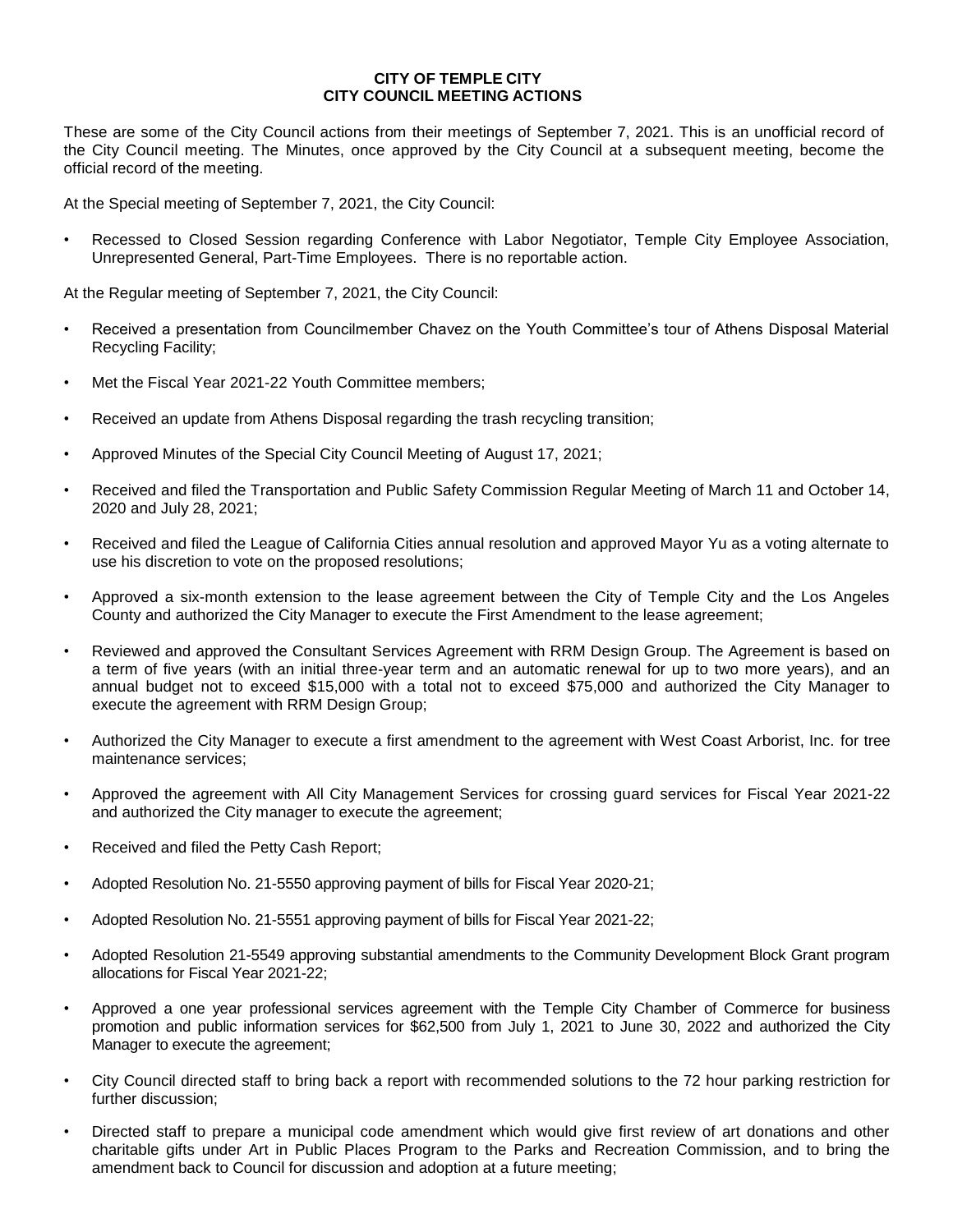**CITY OF TEMPLE CITY**
**CITY COUNCIL MEETING ACTIONS**

These are some of the City Council actions from their meetings of September 7, 2021. This is an unofficial record of the City Council meeting. The Minutes, once approved by the City Council at a subsequent meeting, become the official record of the meeting.

At the Special meeting of September 7, 2021, the City Council:

- Recessed to Closed Session regarding Conference with Labor Negotiator, Temple City Employee Association, Unrepresented General, Part-Time Employees. There is no reportable action.

At the Regular meeting of September 7, 2021, the City Council:

- Received a presentation from Councilmember Chavez on the Youth Committee's tour of Athens Disposal Material Recycling Facility;
- Met the Fiscal Year 2021-22 Youth Committee members;
- Received an update from Athens Disposal regarding the trash recycling transition;
- Approved Minutes of the Special City Council Meeting of August 17, 2021;
- Received and filed the Transportation and Public Safety Commission Regular Meeting of March 11 and October 14, 2020 and July 28, 2021;
- Received and filed the League of California Cities annual resolution and approved Mayor Yu as a voting alternate to use his discretion to vote on the proposed resolutions;
- Approved a six-month extension to the lease agreement between the City of Temple City and the Los Angeles County and authorized the City Manager to execute the First Amendment to the lease agreement;
- Reviewed and approved the Consultant Services Agreement with RRM Design Group. The Agreement is based on a term of five years (with an initial three-year term and an automatic renewal for up to two more years), and an annual budget not to exceed $15,000 with a total not to exceed $75,000 and authorized the City Manager to execute the agreement with RRM Design Group;
- Authorized the City Manager to execute a first amendment to the agreement with West Coast Arborist, Inc. for tree maintenance services;
- Approved the agreement with All City Management Services for crossing guard services for Fiscal Year 2021-22 and authorized the City manager to execute the agreement;
- Received and filed the Petty Cash Report;
- Adopted Resolution No. 21-5550 approving payment of bills for Fiscal Year 2020-21;
- Adopted Resolution No. 21-5551 approving payment of bills for Fiscal Year 2021-22;
- Adopted Resolution 21-5549 approving substantial amendments to the Community Development Block Grant program allocations for Fiscal Year 2021-22;
- Approved a one year professional services agreement with the Temple City Chamber of Commerce for business promotion and public information services for $62,500 from July 1, 2021 to June 30, 2022 and authorized the City Manager to execute the agreement;
- City Council directed staff to bring back a report with recommended solutions to the 72 hour parking restriction for further discussion;
- Directed staff to prepare a municipal code amendment which would give first review of art donations and other charitable gifts under Art in Public Places Program to the Parks and Recreation Commission, and to bring the amendment back to Council for discussion and adoption at a future meeting;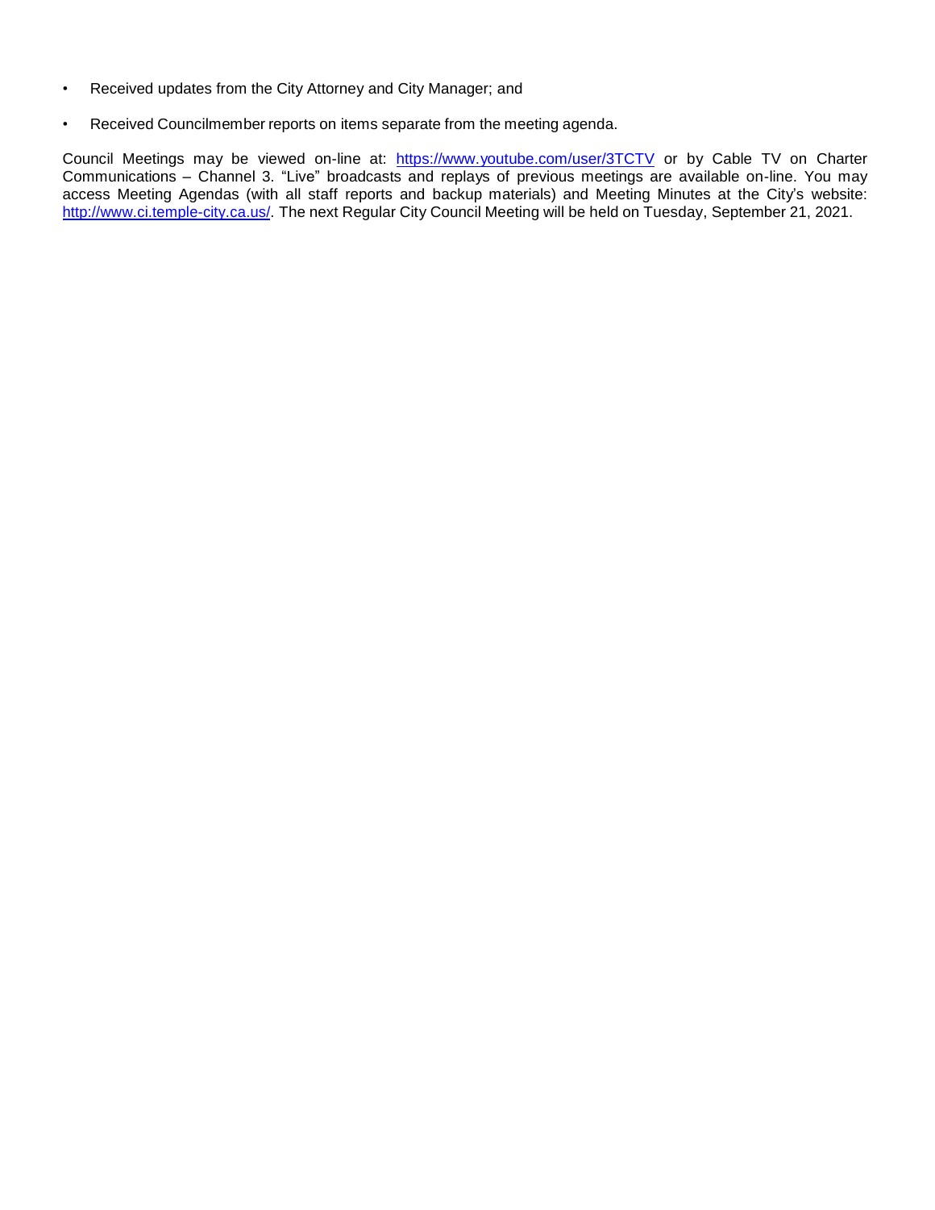- Received updates from the City Attorney and City Manager; and
- Received Councilmember reports on items separate from the meeting agenda.

Council Meetings may be viewed on-line at: https://www.youtube.com/user/3TCTV or by Cable TV on Charter Communications – Channel 3. "Live" broadcasts and replays of previous meetings are available on-line. You may access Meeting Agendas (with all staff reports and backup materials) and Meeting Minutes at the City's website: http://www.ci.temple-city.ca.us/. The next Regular City Council Meeting will be held on Tuesday, September 21, 2021.